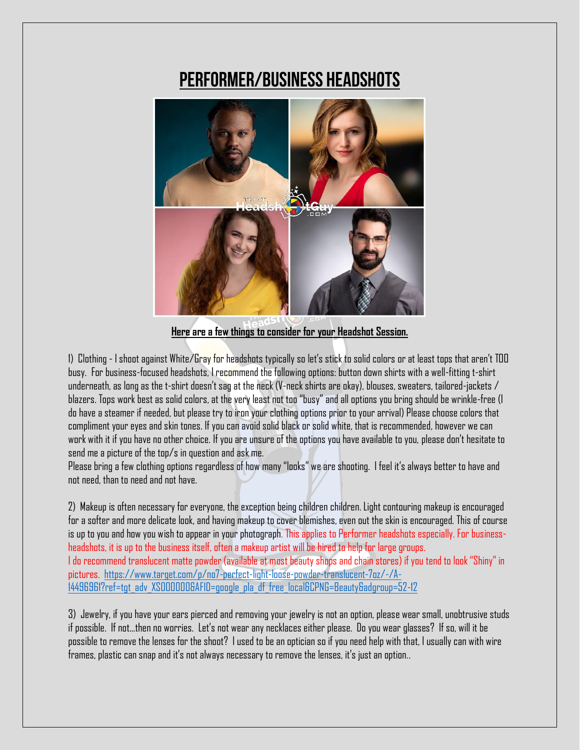# PERFORMER/BUSINESS HEADSHOTS

**Here are a few things to consider for your Headshot Session.**

1) Clothing - I shoot against White/Gray for headshots typically so let's stick to solid colors or at least tops that aren't TOO busy. For business-focused headshots, I recommend the following options: button down shirts with a well-fitting t-shirt underneath, as long as the t-shirt doesn't sag at the neck (V-neck shirts are okay), blouses, sweaters, tailored-jackets / blazers. Tops work best as solid colors, at the very least not too "busy" and all options you bring should be wrinkle-free (I do have a steamer if needed, but please try to iron your clothing options prior to your arrival) Please choose colors that compliment your eyes and skin tones. If you can avoid solid black or solid white, that is recommended, however we can work with it if you have no other choice. If you are unsure of the options you have available to you, please don't hesitate to send me a picture of the top/s in question and ask me.
Please bring a few clothing options regardless of how many "looks" we are shooting. I feel it's always better to have and not need, than to need and not have.

2) Makeup is often necessary for everyone, the exception being children children. Light contouring makeup is encouraged for a softer and more delicate look, and having makeup to cover blemishes, even out the skin is encouraged. This of course is up to you and how you wish to appear in your photograph. This applies to Performer headshots especially. For business-headshots, it is up to the business itself, often a makeup artist will be hired to help for large groups.
I do recommend translucent matte powder (available at most beauty shops and chain stores) if you tend to look "Shiny" in pictures. https://www.target.com/p/no7-perfect-light-loose-powder-translucent-7oz/-/A-14496961?ref=tgt_adv_XS000000&AFID=google_pla_df_free_local&CPNG=Beauty&adgroup=52-12

3) Jewelry, if you have your ears pierced and removing your jewelry is not an option, please wear small, unobtrusive studs if possible. If not…then no worries. Let's not wear any necklaces either please. Do you wear glasses? If so, will it be possible to remove the lenses for the shoot? I used to be an optician so if you need help with that, I usually can with wire frames, plastic can snap and it's not always necessary to remove the lenses, it's just an option..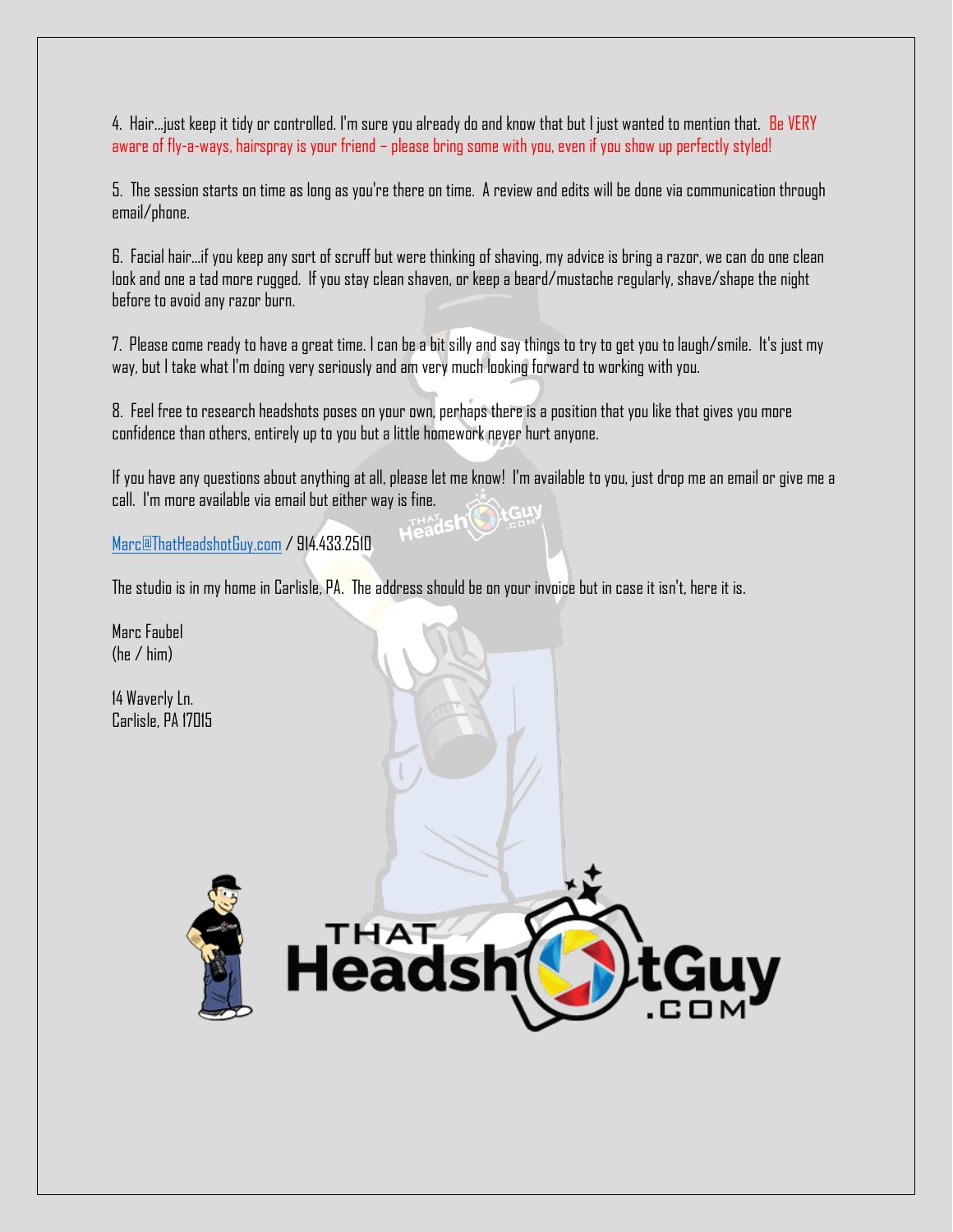4. Hair…just keep it tidy or controlled. I'm sure you already do and know that but I just wanted to mention that. Be VERY aware of fly-a-ways, hairspray is your friend – please bring some with you, even if you show up perfectly styled!

5. The session starts on time as long as you're there on time. A review and edits will be done via communication through email/phone.

6. Facial hair…if you keep any sort of scruff but were thinking of shaving, my advice is bring a razor, we can do one clean look and one a tad more rugged. If you stay clean shaven, or keep a beard/mustache regularly, shave/shape the night before to avoid any razor burn.

7. Please come ready to have a great time. I can be a bit silly and say things to try to get you to laugh/smile. It's just my way, but I take what I'm doing very seriously and am very much looking forward to working with you.

8. Feel free to research headshots poses on your own, perhaps there is a position that you like that gives you more confidence than others, entirely up to you but a little homework never hurt anyone.

If you have any questions about anything at all, please let me know! I'm available to you, just drop me an email or give me a call. I'm more available via email but either way is fine.

Marc@ThatHeadshotGuy.com / 914.433.2510

The studio is in my home in Carlisle, PA. The address should be on your invoice but in case it isn't, here it is.

Marc Faubel
(he / him)

14 Waverly Ln.
Carlisle, PA 17015